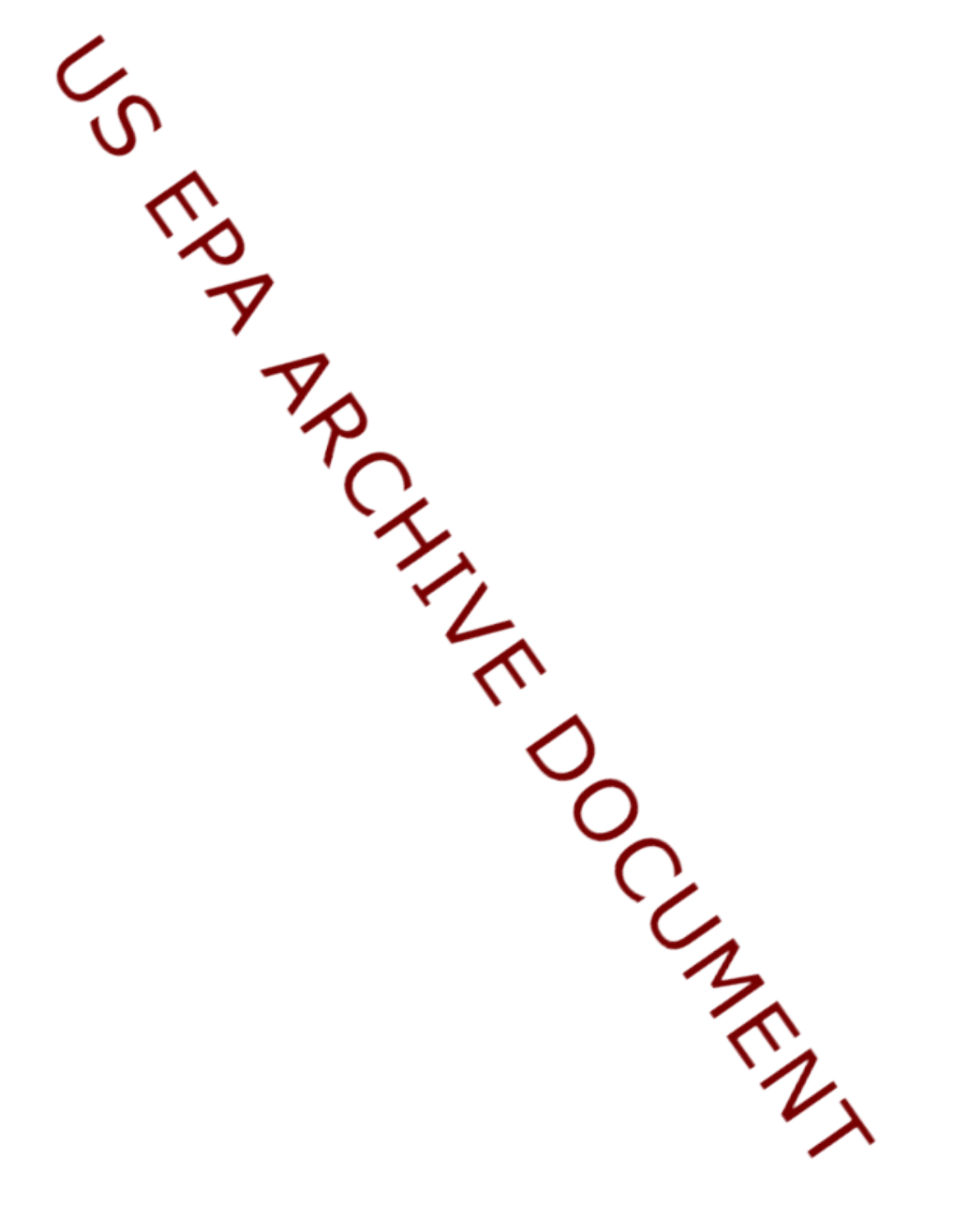US EPA ARCHIVE DOCUMENT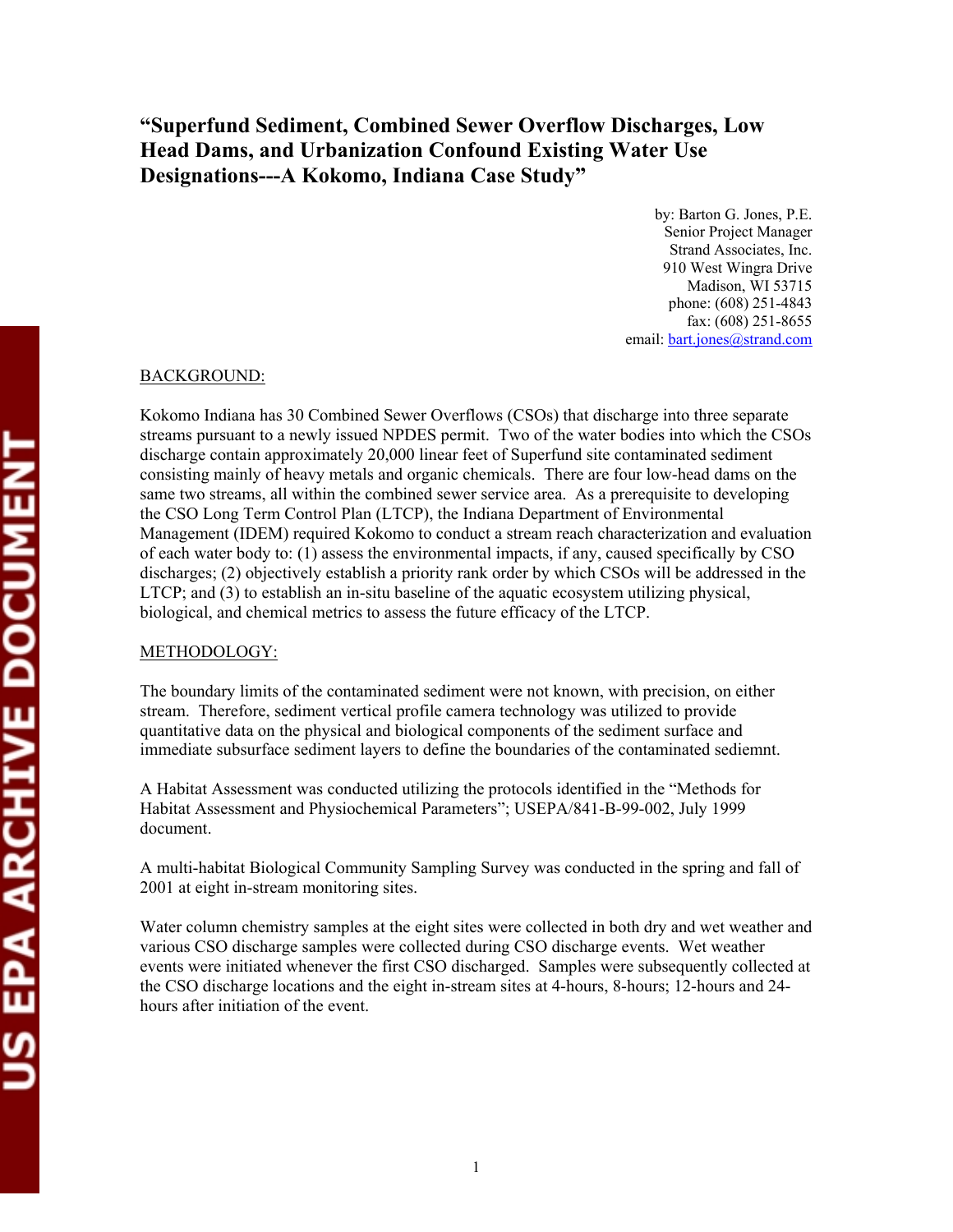# "Superfund Sediment, Combined Sewer Overflow Discharges, Low Head Dams, and Urbanization Confound Existing Water Use Designations---A Kokomo, Indiana Case Study"

by: Barton G. Jones, P.E.
Senior Project Manager
Strand Associates, Inc.
910 West Wingra Drive
Madison, WI 53715
phone: (608) 251-4843
fax: (608) 251-8655
email: bart.jones@strand.com

## BACKGROUND:

Kokomo Indiana has 30 Combined Sewer Overflows (CSOs) that discharge into three separate streams pursuant to a newly issued NPDES permit. Two of the water bodies into which the CSOs discharge contain approximately 20,000 linear feet of Superfund site contaminated sediment consisting mainly of heavy metals and organic chemicals. There are four low-head dams on the same two streams, all within the combined sewer service area. As a prerequisite to developing the CSO Long Term Control Plan (LTCP), the Indiana Department of Environmental Management (IDEM) required Kokomo to conduct a stream reach characterization and evaluation of each water body to: (1) assess the environmental impacts, if any, caused specifically by CSO discharges; (2) objectively establish a priority rank order by which CSOs will be addressed in the LTCP; and (3) to establish an in-situ baseline of the aquatic ecosystem utilizing physical, biological, and chemical metrics to assess the future efficacy of the LTCP.

## METHODOLOGY:

The boundary limits of the contaminated sediment were not known, with precision, on either stream. Therefore, sediment vertical profile camera technology was utilized to provide quantitative data on the physical and biological components of the sediment surface and immediate subsurface sediment layers to define the boundaries of the contaminated sediemnt.

A Habitat Assessment was conducted utilizing the protocols identified in the "Methods for Habitat Assessment and Physiochemical Parameters"; USEPA/841-B-99-002, July 1999 document.

A multi-habitat Biological Community Sampling Survey was conducted in the spring and fall of 2001 at eight in-stream monitoring sites.

Water column chemistry samples at the eight sites were collected in both dry and wet weather and various CSO discharge samples were collected during CSO discharge events. Wet weather events were initiated whenever the first CSO discharged. Samples were subsequently collected at the CSO discharge locations and the eight in-stream sites at 4-hours, 8-hours; 12-hours and 24-hours after initiation of the event.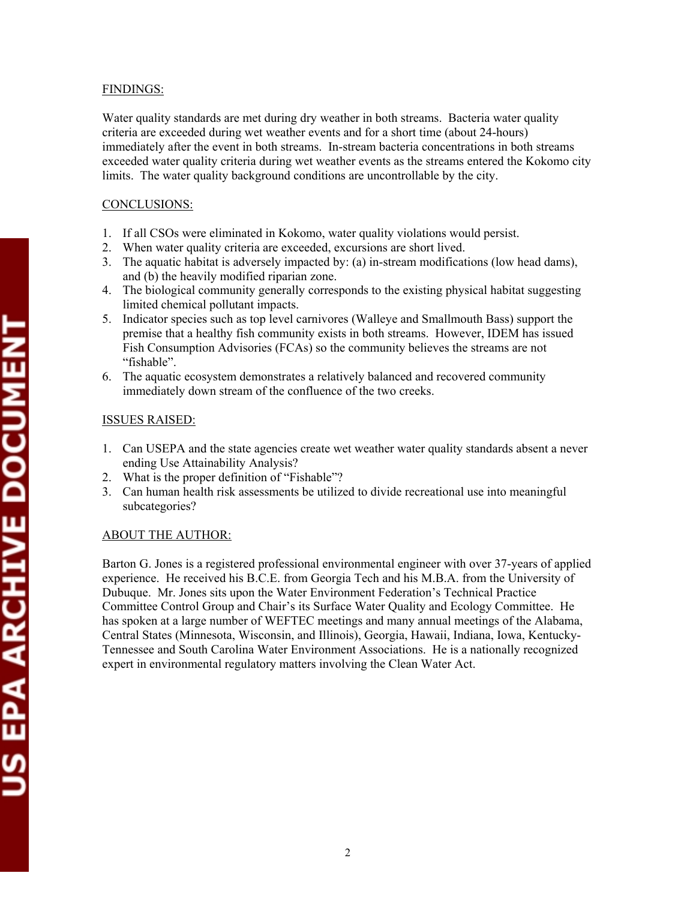FINDINGS:

Water quality standards are met during dry weather in both streams. Bacteria water quality criteria are exceeded during wet weather events and for a short time (about 24-hours) immediately after the event in both streams. In-stream bacteria concentrations in both streams exceeded water quality criteria during wet weather events as the streams entered the Kokomo city limits. The water quality background conditions are uncontrollable by the city.

CONCLUSIONS:

1. If all CSOs were eliminated in Kokomo, water quality violations would persist.
2. When water quality criteria are exceeded, excursions are short lived.
3. The aquatic habitat is adversely impacted by: (a) in-stream modifications (low head dams), and (b) the heavily modified riparian zone.
4. The biological community generally corresponds to the existing physical habitat suggesting limited chemical pollutant impacts.
5. Indicator species such as top level carnivores (Walleye and Smallmouth Bass) support the premise that a healthy fish community exists in both streams. However, IDEM has issued Fish Consumption Advisories (FCAs) so the community believes the streams are not "fishable".
6. The aquatic ecosystem demonstrates a relatively balanced and recovered community immediately down stream of the confluence of the two creeks.

ISSUES RAISED:

1. Can USEPA and the state agencies create wet weather water quality standards absent a never ending Use Attainability Analysis?
2. What is the proper definition of "Fishable"?
3. Can human health risk assessments be utilized to divide recreational use into meaningful subcategories?

ABOUT THE AUTHOR:

Barton G. Jones is a registered professional environmental engineer with over 37-years of applied experience. He received his B.C.E. from Georgia Tech and his M.B.A. from the University of Dubuque. Mr. Jones sits upon the Water Environment Federation's Technical Practice Committee Control Group and Chair's its Surface Water Quality and Ecology Committee. He has spoken at a large number of WEFTEC meetings and many annual meetings of the Alabama, Central States (Minnesota, Wisconsin, and Illinois), Georgia, Hawaii, Indiana, Iowa, Kentucky-Tennessee and South Carolina Water Environment Associations. He is a nationally recognized expert in environmental regulatory matters involving the Clean Water Act.